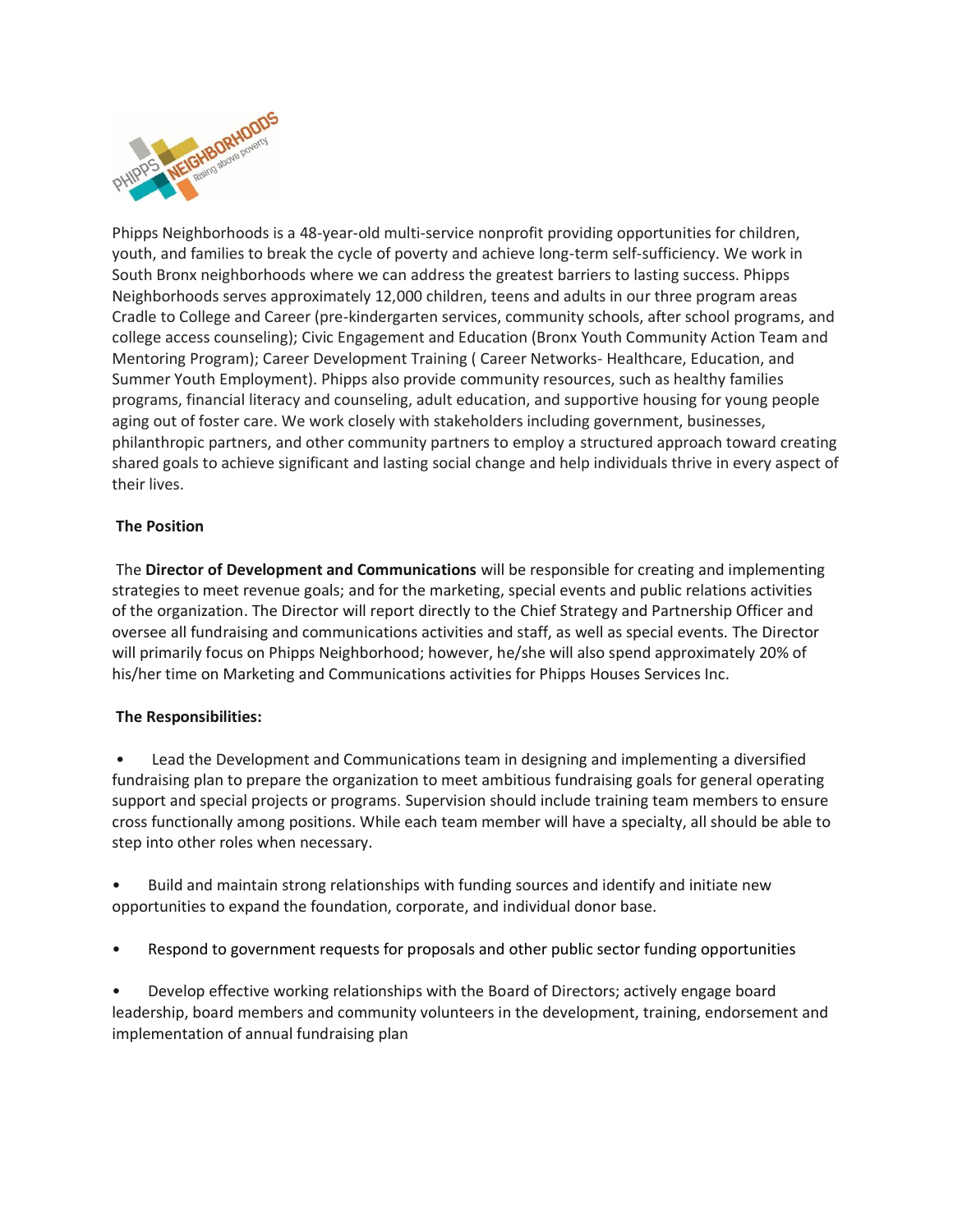Phipps Neighborhoods is a 48-year-old multi-service nonprofit providing opportunities for children, youth, and families to break the cycle of poverty and achieve long-term self-sufficiency. We work in South Bronx neighborhoods where we can address the greatest barriers to lasting success. Phipps Neighborhoods serves approximately 12,000 children, teens and adults in our three program areas Cradle to College and Career (pre-kindergarten services, community schools, after school programs, and college access counseling); Civic Engagement and Education (Bronx Youth Community Action Team and Mentoring Program); Career Development Training ( Career Networks- Healthcare, Education, and Summer Youth Employment). Phipps also provide community resources, such as healthy families programs, financial literacy and counseling, adult education, and supportive housing for young people aging out of foster care. We work closely with stakeholders including government, businesses, philanthropic partners, and other community partners to employ a structured approach toward creating shared goals to achieve significant and lasting social change and help individuals thrive in every aspect of their lives.

**The Position**

The **Director of Development and Communications** will be responsible for creating and implementing strategies to meet revenue goals; and for the marketing, special events and public relations activities of the organization. The Director will report directly to the Chief Strategy and Partnership Officer and oversee all fundraising and communications activities and staff, as well as special events. The Director will primarily focus on Phipps Neighborhood; however, he/she will also spend approximately 20% of his/her time on Marketing and Communications activities for Phipps Houses Services Inc.

**The Responsibilities:**

- Lead the Development and Communications team in designing and implementing a diversified fundraising plan to prepare the organization to meet ambitious fundraising goals for general operating support and special projects or programs. Supervision should include training team members to ensure cross functionally among positions. While each team member will have a specialty, all should be able to step into other roles when necessary.

- Build and maintain strong relationships with funding sources and identify and initiate new opportunities to expand the foundation, corporate, and individual donor base.

- Respond to government requests for proposals and other public sector funding opportunities

- Develop effective working relationships with the Board of Directors; actively engage board leadership, board members and community volunteers in the development, training, endorsement and implementation of annual fundraising plan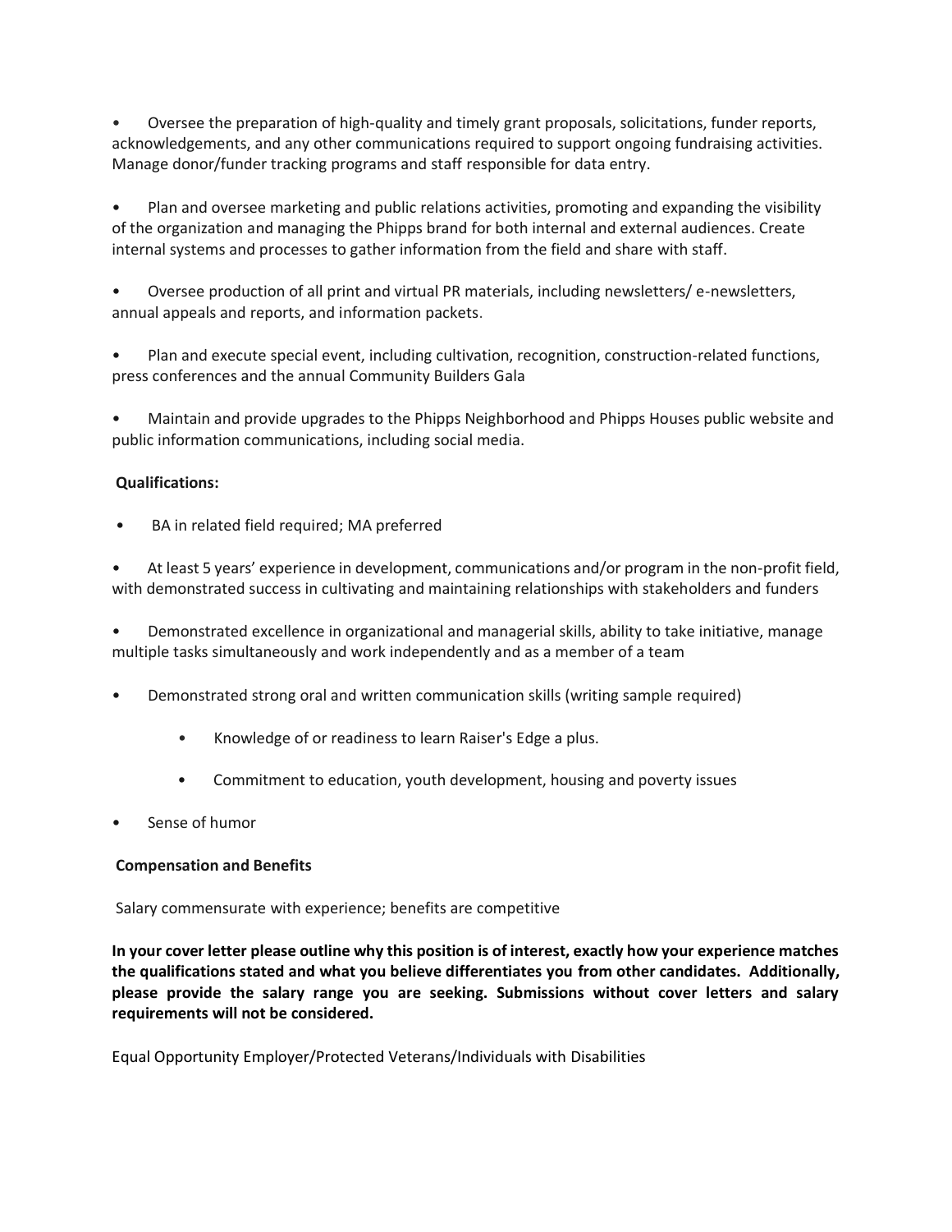- Oversee the preparation of high-quality and timely grant proposals, solicitations, funder reports, acknowledgements, and any other communications required to support ongoing fundraising activities. Manage donor/funder tracking programs and staff responsible for data entry.

- Plan and oversee marketing and public relations activities, promoting and expanding the visibility of the organization and managing the Phipps brand for both internal and external audiences. Create internal systems and processes to gather information from the field and share with staff.

- Oversee production of all print and virtual PR materials, including newsletters/ e-newsletters, annual appeals and reports, and information packets.

- Plan and execute special event, including cultivation, recognition, construction-related functions, press conferences and the annual Community Builders Gala

- Maintain and provide upgrades to the Phipps Neighborhood and Phipps Houses public website and public information communications, including social media.

**Qualifications:**

- BA in related field required; MA preferred

- At least 5 years' experience in development, communications and/or program in the non-profit field, with demonstrated success in cultivating and maintaining relationships with stakeholders and funders

- Demonstrated excellence in organizational and managerial skills, ability to take initiative, manage multiple tasks simultaneously and work independently and as a member of a team

- Demonstrated strong oral and written communication skills (writing sample required)

    - Knowledge of or readiness to learn Raiser's Edge a plus.

    - Commitment to education, youth development, housing and poverty issues

- Sense of humor

**Compensation and Benefits**

Salary commensurate with experience; benefits are competitive

**In your cover letter please outline why this position is of interest, exactly how your experience matches the qualifications stated and what you believe differentiates you from other candidates. Additionally, please provide the salary range you are seeking. Submissions without cover letters and salary requirements will not be considered.**

Equal Opportunity Employer/Protected Veterans/Individuals with Disabilities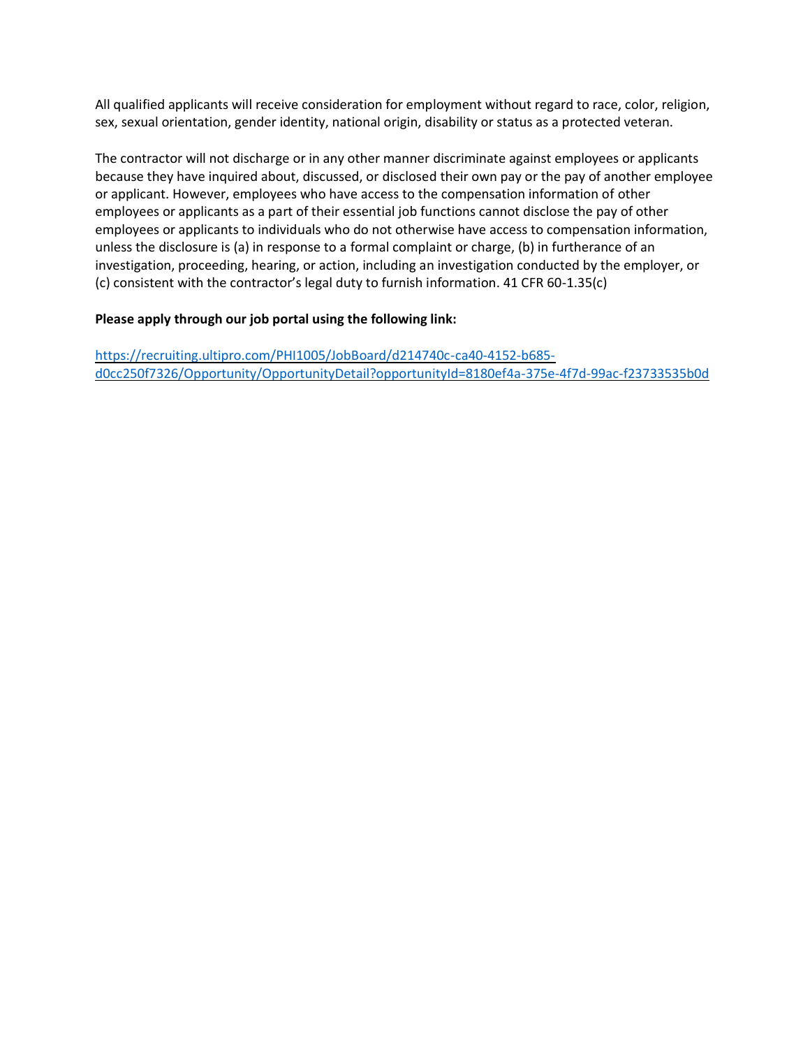All qualified applicants will receive consideration for employment without regard to race, color, religion, sex, sexual orientation, gender identity, national origin, disability or status as a protected veteran.

The contractor will not discharge or in any other manner discriminate against employees or applicants because they have inquired about, discussed, or disclosed their own pay or the pay of another employee or applicant. However, employees who have access to the compensation information of other employees or applicants as a part of their essential job functions cannot disclose the pay of other employees or applicants to individuals who do not otherwise have access to compensation information, unless the disclosure is (a) in response to a formal complaint or charge, (b) in furtherance of an investigation, proceeding, hearing, or action, including an investigation conducted by the employer, or (c) consistent with the contractor's legal duty to furnish information. 41 CFR 60-1.35(c)

**Please apply through our job portal using the following link:**

https://recruiting.ultipro.com/PHI1005/JobBoard/d214740c-ca40-4152-b685-d0cc250f7326/Opportunity/OpportunityDetail?opportunityId=8180ef4a-375e-4f7d-99ac-f23733535b0d